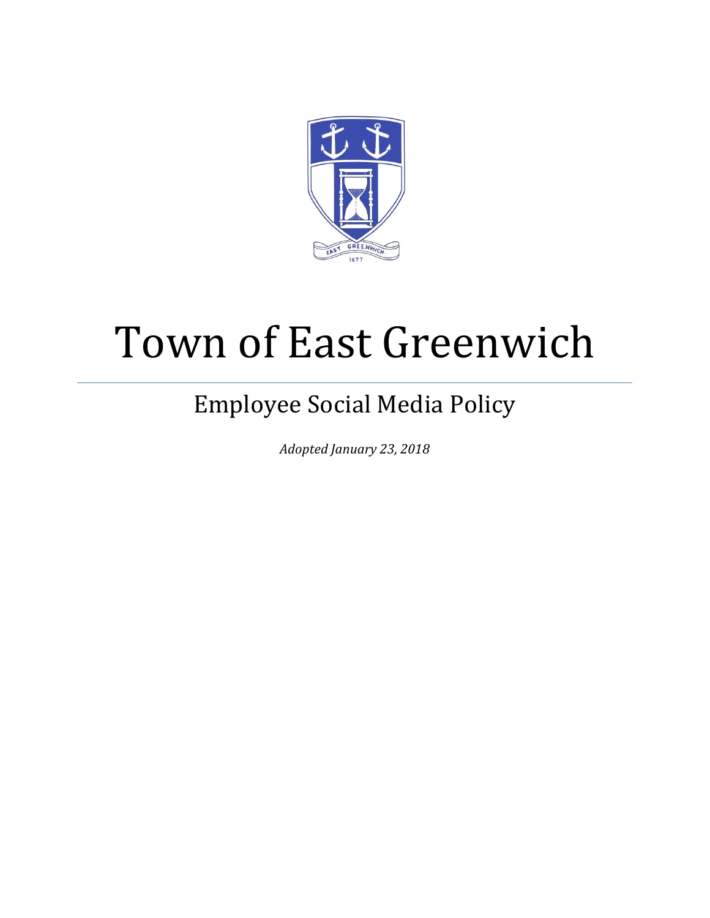# Town of East Greenwich

---

## Employee Social Media Policy

*Adopted January 23, 2018*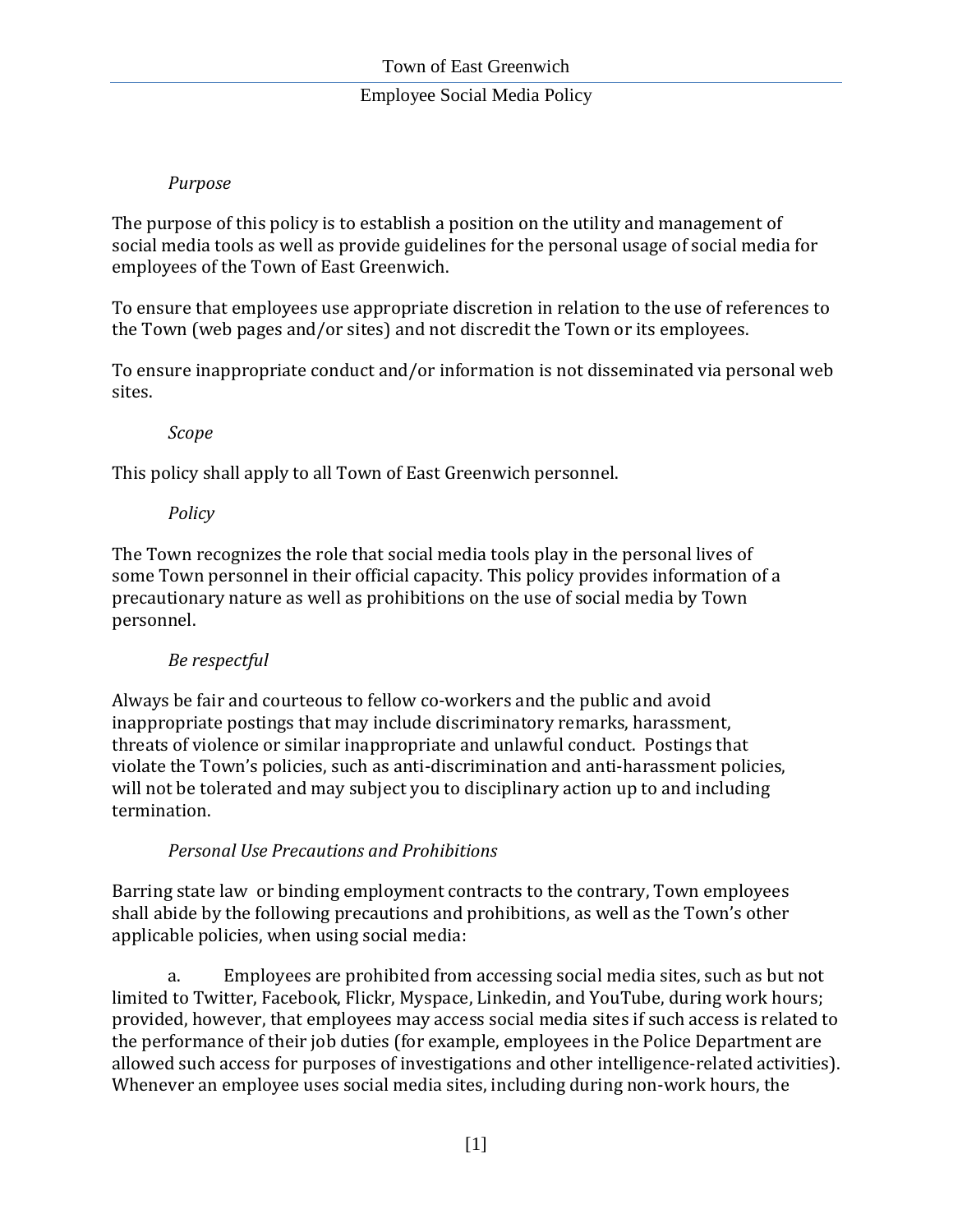*Purpose*

The purpose of this policy is to establish a position on the utility and management of social media tools as well as provide guidelines for the personal usage of social media for employees of the Town of East Greenwich.

To ensure that employees use appropriate discretion in relation to the use of references to the Town (web pages and/or sites) and not discredit the Town or its employees.

To ensure inappropriate conduct and/or information is not disseminated via personal web sites.

*Scope*

This policy shall apply to all Town of East Greenwich personnel.

*Policy*

The Town recognizes the role that social media tools play in the personal lives of some Town personnel in their official capacity. This policy provides information of a precautionary nature as well as prohibitions on the use of social media by Town personnel.

*Be respectful*

Always be fair and courteous to fellow co-workers and the public and avoid inappropriate postings that may include discriminatory remarks, harassment, threats of violence or similar inappropriate and unlawful conduct. Postings that violate the Town's policies, such as anti-discrimination and anti-harassment policies, will not be tolerated and may subject you to disciplinary action up to and including termination.

*Personal Use Precautions and Prohibitions*

Barring state law or binding employment contracts to the contrary, Town employees shall abide by the following precautions and prohibitions, as well as the Town's other applicable policies, when using social media:

a. Employees are prohibited from accessing social media sites, such as but not limited to Twitter, Facebook, Flickr, Myspace, Linkedin, and YouTube, during work hours; provided, however, that employees may access social media sites if such access is related to the performance of their job duties (for example, employees in the Police Department are allowed such access for purposes of investigations and other intelligence-related activities). Whenever an employee uses social media sites, including during non-work hours, the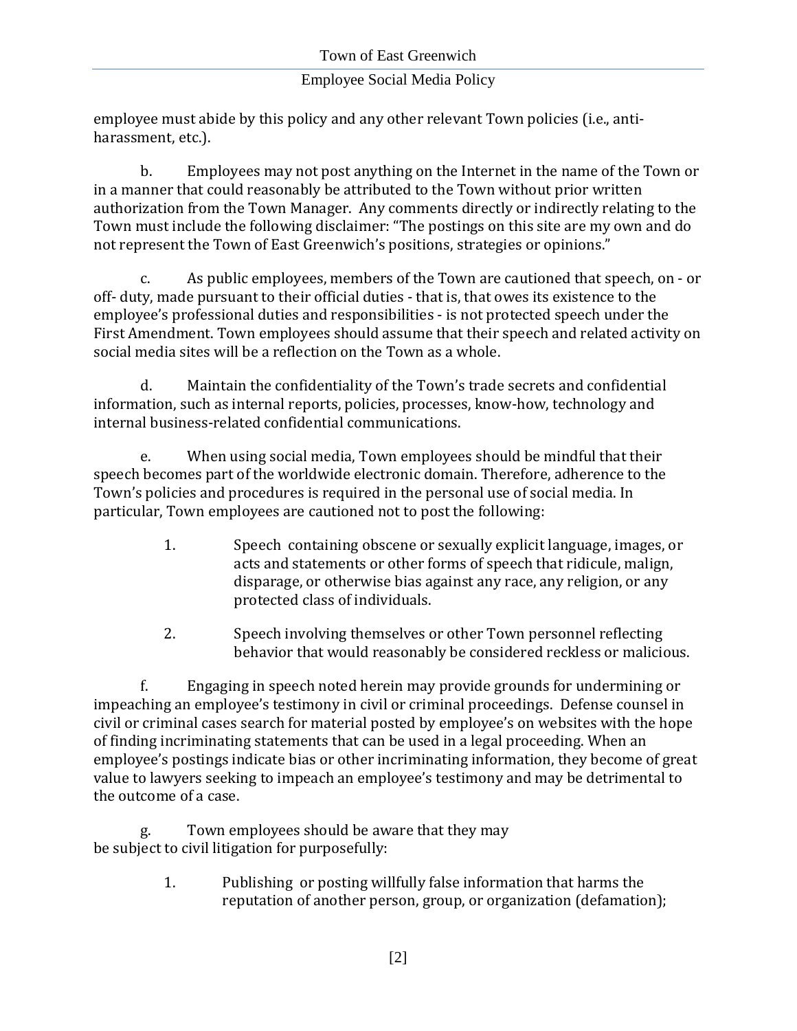employee must abide by this policy and any other relevant Town policies (i.e., anti-harassment, etc.).

b. Employees may not post anything on the Internet in the name of the Town or in a manner that could reasonably be attributed to the Town without prior written authorization from the Town Manager. Any comments directly or indirectly relating to the Town must include the following disclaimer: "The postings on this site are my own and do not represent the Town of East Greenwich's positions, strategies or opinions."

c. As public employees, members of the Town are cautioned that speech, on - or off- duty, made pursuant to their official duties - that is, that owes its existence to the employee's professional duties and responsibilities - is not protected speech under the First Amendment. Town employees should assume that their speech and related activity on social media sites will be a reflection on the Town as a whole.

d. Maintain the confidentiality of the Town's trade secrets and confidential information, such as internal reports, policies, processes, know-how, technology and internal business-related confidential communications.

e. When using social media, Town employees should be mindful that their speech becomes part of the worldwide electronic domain. Therefore, adherence to the Town's policies and procedures is required in the personal use of social media. In particular, Town employees are cautioned not to post the following:

1. Speech containing obscene or sexually explicit language, images, or acts and statements or other forms of speech that ridicule, malign, disparage, or otherwise bias against any race, any religion, or any protected class of individuals.
2. Speech involving themselves or other Town personnel reflecting behavior that would reasonably be considered reckless or malicious.

f. Engaging in speech noted herein may provide grounds for undermining or impeaching an employee's testimony in civil or criminal proceedings. Defense counsel in civil or criminal cases search for material posted by employee's on websites with the hope of finding incriminating statements that can be used in a legal proceeding. When an employee's postings indicate bias or other incriminating information, they become of great value to lawyers seeking to impeach an employee's testimony and may be detrimental to the outcome of a case.

g. Town employees should be aware that they may be subject to civil litigation for purposefully:

1. Publishing or posting willfully false information that harms the reputation of another person, group, or organization (defamation);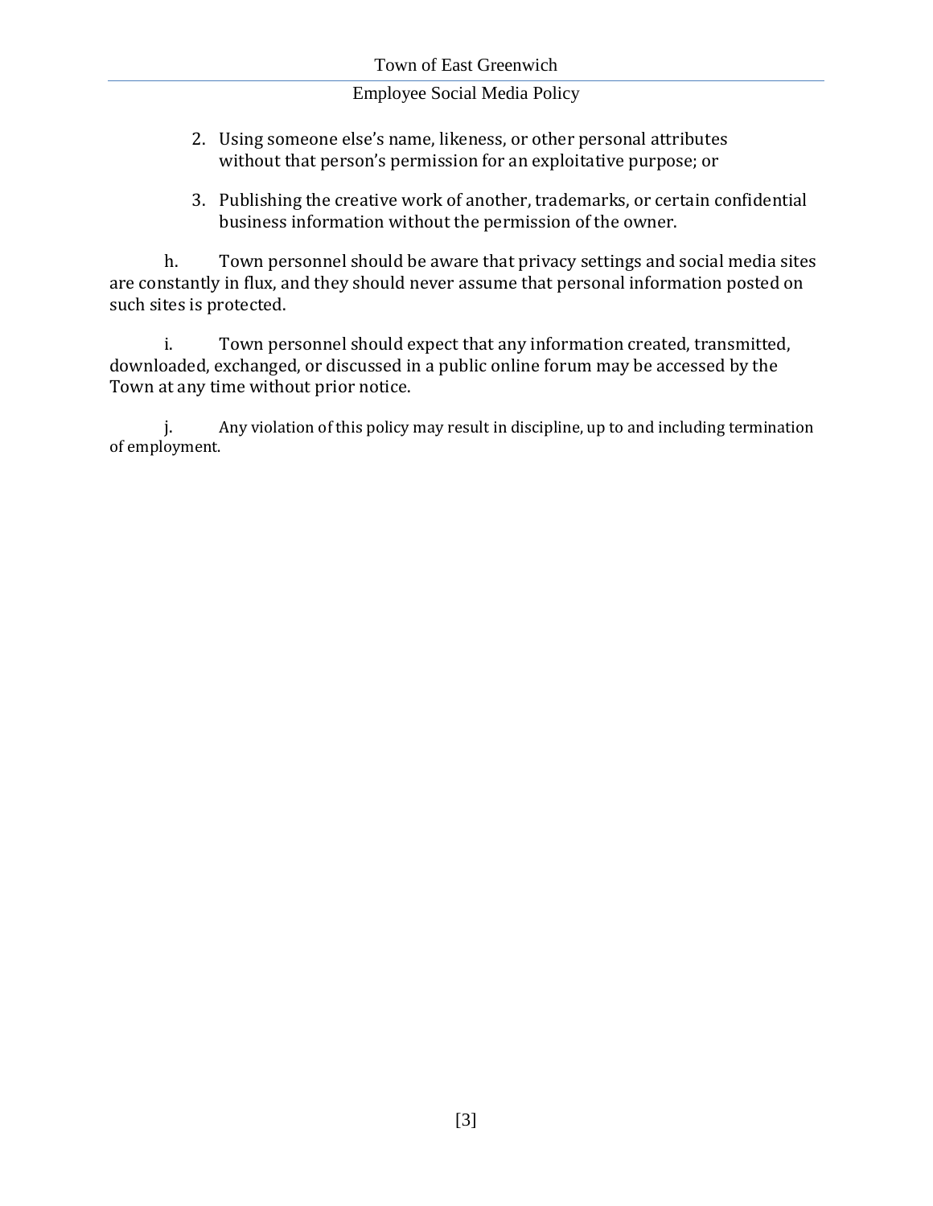2. Using someone else's name, likeness, or other personal attributes without that person's permission for an exploitative purpose; or

3. Publishing the creative work of another, trademarks, or certain confidential business information without the permission of the owner.

h. Town personnel should be aware that privacy settings and social media sites are constantly in flux, and they should never assume that personal information posted on such sites is protected.

i. Town personnel should expect that any information created, transmitted, downloaded, exchanged, or discussed in a public online forum may be accessed by the Town at any time without prior notice.

j. Any violation of this policy may result in discipline, up to and including termination of employment.